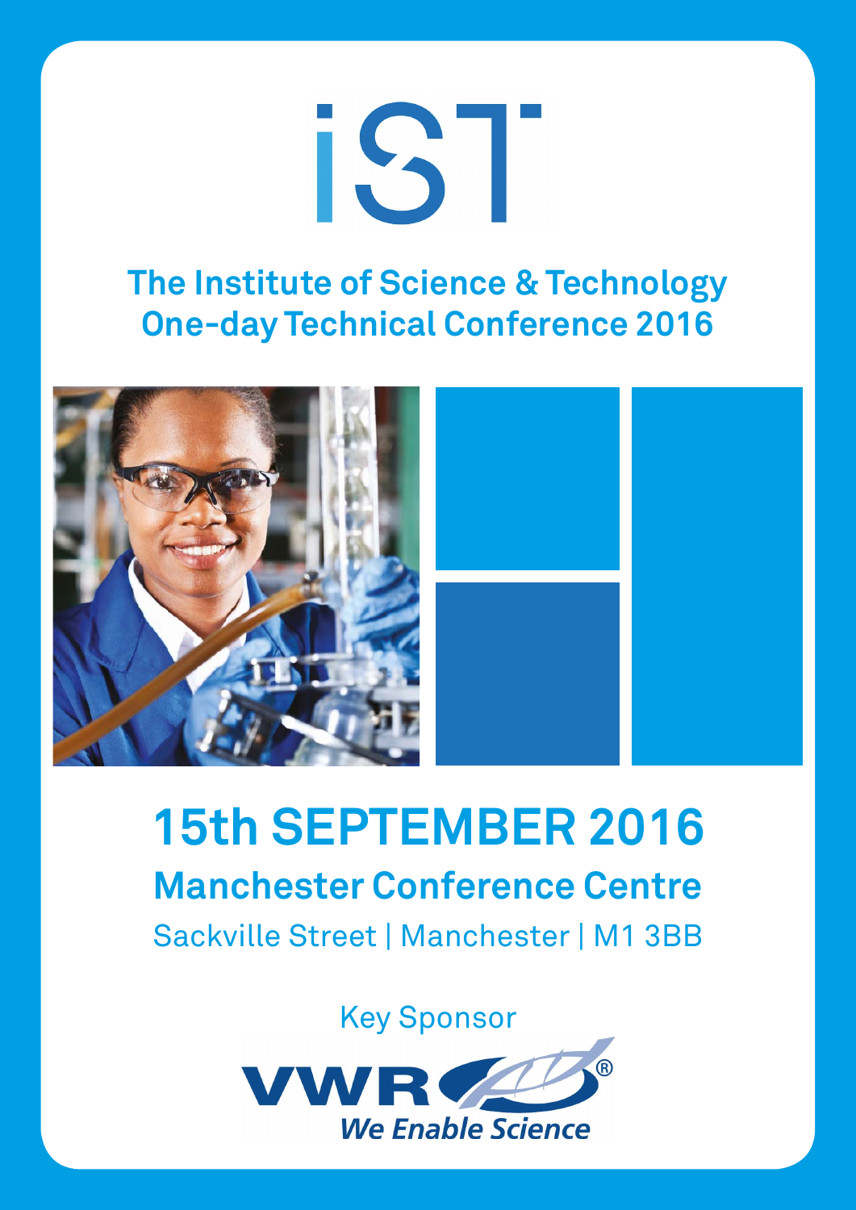# iST

## The Institute of Science & Technology One-day Technical Conference 2016

# 15th SEPTEMBER 2016

## Manchester Conference Centre

Sackville Street | Manchester | M1 3BB

Key Sponsor

VWR®

*We Enable Science*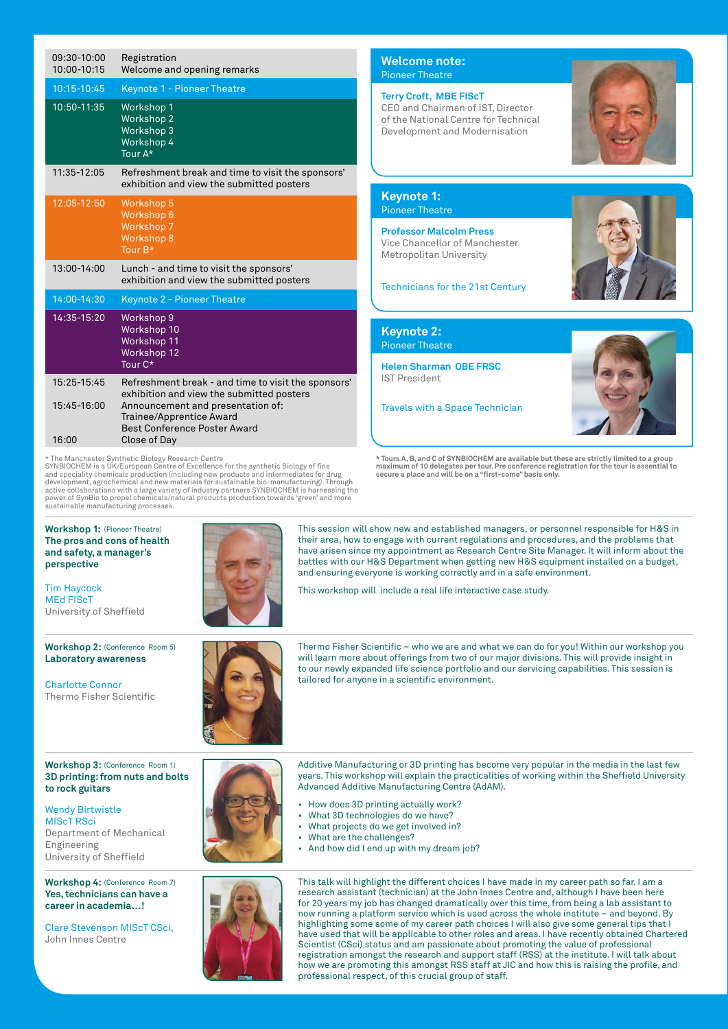| Time | Session |
|---|---|
| 09:30-10:00 | Registration |
| 10:00-10:15 | Welcome and opening remarks |
| 10:15-10:45 | Keynote 1 - Pioneer Theatre |
| 10:50-11:35 | Workshop 1<br>Workshop 2<br>Workshop 3<br>Workshop 4<br>Tour A* |
| 11:35-12:05 | Refreshment break and time to visit the sponsors' exhibition and view the submitted posters |
| 12:05-12:50 | Workshop 5<br>Workshop 6<br>Workshop 7<br>Workshop 8<br>Tour B* |
| 13:00-14:00 | Lunch - and time to visit the sponsors' exhibition and view the submitted posters |
| 14:00-14:30 | Keynote 2 - Pioneer Theatre |
| 14:35-15:20 | Workshop 9<br>Workshop 10<br>Workshop 11<br>Workshop 12<br>Tour C* |
| 15:25-15:45 | Refreshment break - and time to visit the sponsors' exhibition and view the submitted posters |
| 15:45-16:00 | Announcement and presentation of:<br>Trainee/Apprentice Award<br>Best Conference Poster Award |
| 16:00 | Close of Day |

\* The Manchester Synthetic Biology Research Centre
SYNBIOCHEM is a UK/European Centre of Excellence for the synthetic Biology of fine and speciality chemicals production (including new products and intermediates for drug development, agrochemical and new materials for sustainable bio-manufacturing). Through active collaborations with a large variety of industry partners SYNBIOCHEM is harnessing the power of SynBio to propel chemicals/natural products production towards 'green' and more sustainable manufacturing processes.

## Welcome note:
Pioneer Theatre

**Terry Croft, MBE FIScT**
CEO and Chairman of IST, Director of the National Centre for Technical Development and Modernisation

## Keynote 1:
Pioneer Theatre

**Professor Malcolm Press**
Vice Chancellor of Manchester Metropolitan University

Technicians for the 21st Century

## Keynote 2:
Pioneer Theatre

**Helen Sharman OBE FRSC**
IST President

Travels with a Space Technician

**\* Tours A, B, and C of SYNBIOCHEM are available but these are strictly limited to a group maximum of 10 delegates per tour. Pre conference registration for the tour is essential to secure a place and will be on a "first-come" basis only.**

---

### Workshop 1: (Pioneer Theatre)
**The pros and cons of health and safety, a manager's perspective**

Tim Haycock
MEd FIScT
University of Sheffield

This session will show new and established managers, or personnel responsible for H&S in their area, how to engage with current regulations and procedures, and the problems that have arisen since my appointment as Research Centre Site Manager. It will inform about the battles with our H&S Department when getting new H&S equipment installed on a budget, and ensuring everyone is working correctly and in a safe environment.

This workshop will include a real life interactive case study.

---

### Workshop 2: (Conference Room 5)
**Laboratory awareness**

Charlotte Connor
Thermo Fisher Scientific

Thermo Fisher Scientific – who we are and what we can do for you! Within our workshop you will learn more about offerings from two of our major divisions. This will provide insight in to our newly expanded life science portfolio and our servicing capabilities. This session is tailored for anyone in a scientific environment.

---

### Workshop 3: (Conference Room 1)
**3D printing: from nuts and bolts to rock guitars**

Wendy Birtwistle
MIScT RSci
Department of Mechanical Engineering
University of Sheffield

Additive Manufacturing or 3D printing has become very popular in the media in the last few years. This workshop will explain the practicalities of working within the Sheffield University Advanced Additive Manufacturing Centre (AdAM).

- How does 3D printing actually work?
- What 3D technologies do we have?
- What projects do we get involved in?
- What are the challenges?
- And how did I end up with my dream job?

---

### Workshop 4: (Conference Room 7)
**Yes, technicians can have a career in academia…!**

Clare Stevenson MIScT CSci,
John Innes Centre

This talk will highlight the different choices I have made in my career path so far. I am a research assistant (technician) at the John Innes Centre and, although I have been here for 20 years my job has changed dramatically over this time, from being a lab assistant to now running a platform service which is used across the whole institute – and beyond. By highlighting some some of my career path choices I will also give some general tips that I have used that will be applicable to other roles and areas. I have recently obtained Chartered Scientist (CSci) status and am passionate about promoting the value of professional registration amongst the research and support staff (RSS) at the institute. I will talk about how we are promoting this amongst RSS staff at JIC and how this is raising the profile, and professional respect, of this crucial group of staff.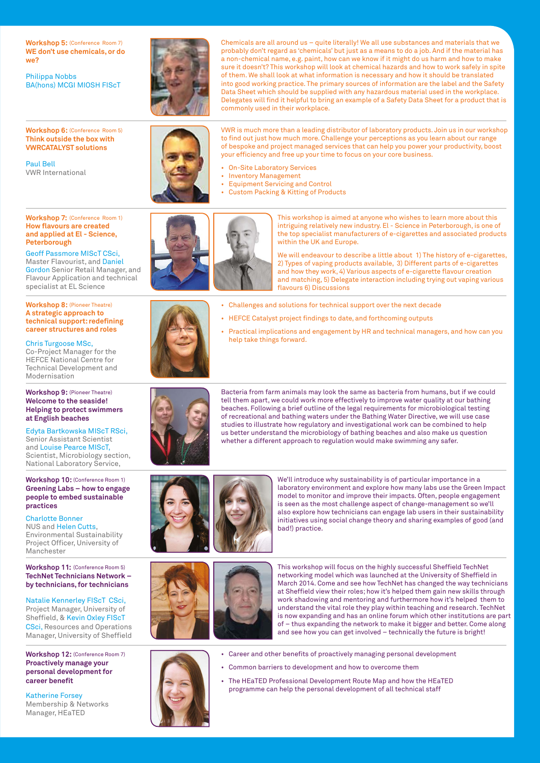**Workshop 5:** (Conference Room 7)
**WE don't use chemicals, or do we?**

Philippa Nobbs
BA(hons) MCGI MIOSH FIScT

Chemicals are all around us – quite literally! We all use substances and materials that we probably don't regard as 'chemicals' but just as a means to do a job. And if the material has a non-chemical name, e.g. paint, how can we know if it might do us harm and how to make sure it doesn't? This workshop will look at chemical hazards and how to work safely in spite of them. We shall look at what information is necessary and how it should be translated into good working practice. The primary sources of information are the label and the Safety Data Sheet which should be supplied with any hazardous material used in the workplace. Delegates will find it helpful to bring an example of a Safety Data Sheet for a product that is commonly used in their workplace.

---

**Workshop 6:** (Conference Room 5)
**Think outside the box with VWRCATALYST solutions**

Paul Bell
VWR International

VWR is much more than a leading distributor of laboratory products. Join us in our workshop to find out just how much more. Challenge your perceptions as you learn about our range of bespoke and project managed services that can help you power your productivity, boost your efficiency and free up your time to focus on your core business.

- On-Site Laboratory Services
- Inventory Management
- Equipment Servicing and Control
- Custom Packing & Kitting of Products

---

**Workshop 7:** (Conference Room 1)
**How flavours are created and applied at El - Science, Peterborough**

Geoff Passmore MIScT CSci, Master Flavourist, and Daniel Gordon Senior Retail Manager, and Flavour Application and technical specialist at EL Science

This workshop is aimed at anyone who wishes to learn more about this intriguing relatively new industry. El - Science in Peterborough, is one of the top specialist manufacturers of e-cigarettes and associated products within the UK and Europe.

We will endeavour to describe a little about 1) The history of e-cigarettes, 2) Types of vaping products available, 3) Different parts of e-cigarettes and how they work, 4) Various aspects of e-cigarette flavour creation and matching, 5) Delegate interaction including trying out vaping various flavours 6) Discussions

---

**Workshop 8:** (Pioneer Theatre)
**A strategic approach to technical support: redefining career structures and roles**

Chris Turgoose MSc, Co-Project Manager for the HEFCE National Centre for Technical Development and Modernisation

- Challenges and solutions for technical support over the next decade
- HEFCE Catalyst project findings to date, and forthcoming outputs
- Practical implications and engagement by HR and technical managers, and how can you help take things forward.

---

**Workshop 9:** (Pioneer Theatre)
**Welcome to the seaside! Helping to protect swimmers at English beaches**

Edyta Bartkowska MIScT RSci, Senior Assistant Scientist and Louise Pearce MIScT, Scientist, Microbiology section, National Laboratory Service,

Bacteria from farm animals may look the same as bacteria from humans, but if we could tell them apart, we could work more effectively to improve water quality at our bathing beaches. Following a brief outline of the legal requirements for microbiological testing of recreational and bathing waters under the Bathing Water Directive, we will use case studies to illustrate how regulatory and investigational work can be combined to help us better understand the microbiology of bathing beaches and also make us question whether a different approach to regulation would make swimming any safer.

---

**Workshop 10:** (Conference Room 1)
**Greening Labs – how to engage people to embed sustainable practices**

Charlotte Bonner NUS and Helen Cutts, Environmental Sustainability Project Officer, University of Manchester

We'll introduce why sustainability is of particular importance in a laboratory environment and explore how many labs use the Green Impact model to monitor and improve their impacts. Often, people engagement is seen as the most challenge aspect of change-management so we'll also explore how technicians can engage lab users in their sustainability initiatives using social change theory and sharing examples of good (and bad!) practice.

---

**Workshop 11:** (Conference Room 5)
**TechNet Technicians Network – by technicians, for technicians**

Natalie Kennerley FIScT CSci, Project Manager, University of Sheffield, & Kevin Oxley FIScT CSci, Resources and Operations Manager, University of Sheffield

This workshop will focus on the highly successful Sheffield TechNet networking model which was launched at the University of Sheffield in March 2014. Come and see how TechNet has changed the way technicians at Sheffield view their roles; how it's helped them gain new skills through work shadowing and mentoring and furthermore how it's helped them to understand the vital role they play within teaching and research. TechNet is now expanding and has an online forum which other institutions are part of – thus expanding the network to make it bigger and better. Come along and see how you can get involved – technically the future is bright!

---

**Workshop 12:** (Conference Room 7)
**Proactively manage your personal development for career benefit**

Katherine Forsey
Membership & Networks Manager, HEaTED

- Career and other benefits of proactively managing personal development
- Common barriers to development and how to overcome them
- The HEaTED Professional Development Route Map and how the HEaTED programme can help the personal development of all technical staff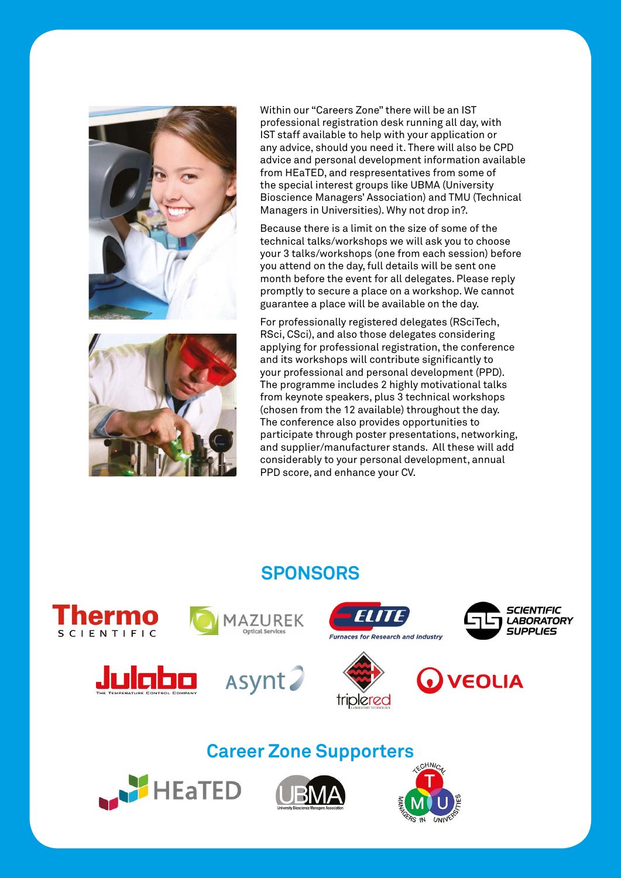Within our "Careers Zone" there will be an IST professional registration desk running all day, with IST staff available to help with your application or any advice, should you need it. There will also be CPD advice and personal development information available from HEaTED, and representatives from some of the special interest groups like UBMA (University Bioscience Managers' Association) and TMU (Technical Managers in Universities). Why not drop in?.

Because there is a limit on the size of some of the technical talks/workshops we will ask you to choose your 3 talks/workshops (one from each session) before you attend on the day, full details will be sent one month before the event for all delegates. Please reply promptly to secure a place on a workshop. We cannot guarantee a place will be available on the day.

For professionally registered delegates (RSciTech, RSci, CSci), and also those delegates considering applying for professional registration, the conference and its workshops will contribute significantly to your professional and personal development (PPD). The programme includes 2 highly motivational talks from keynote speakers, plus 3 technical workshops (chosen from the 12 available) throughout the day. The conference also provides opportunities to participate through poster presentations, networking, and supplier/manufacturer stands. All these will add considerably to your personal development, annual PPD score, and enhance your CV.

## SPONSORS

Thermo Scientific | Mazurek Optical Services | Elite Furnaces for Research and Industry | Scientific Laboratory Supplies

Julabo The Temperature Control Company | Asynt | triplered Laboratory Technology | Veolia

## Career Zone Supporters

HEaTED | UBMA University Bioscience Managers Association | TMU Technical Managers in Universities